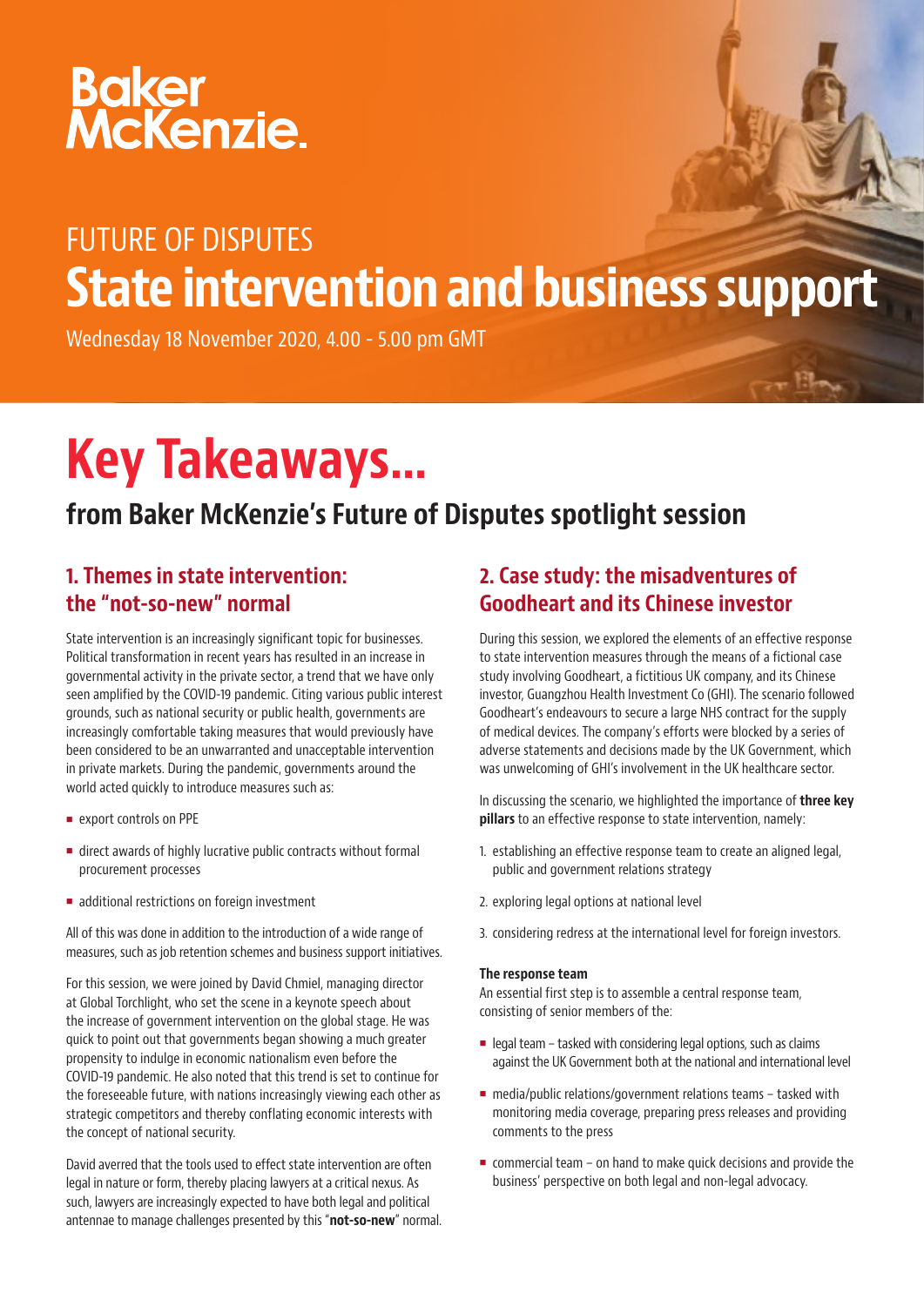Baker McKenzie.

FUTURE OF DISPUTES

# State intervention and business support

Wednesday 18 November 2020, 4.00 - 5.00 pm GMT

# Key Takeaways...

## from Baker McKenzie's Future of Disputes spotlight session

### 1. Themes in state intervention: the "not-so-new" normal

State intervention is an increasingly significant topic for businesses. Political transformation in recent years has resulted in an increase in governmental activity in the private sector, a trend that we have only seen amplified by the COVID-19 pandemic. Citing various public interest grounds, such as national security or public health, governments are increasingly comfortable taking measures that would previously have been considered to be an unwarranted and unacceptable intervention in private markets. During the pandemic, governments around the world acted quickly to introduce measures such as:

- export controls on PPE
- direct awards of highly lucrative public contracts without formal procurement processes
- additional restrictions on foreign investment

All of this was done in addition to the introduction of a wide range of measures, such as job retention schemes and business support initiatives.

For this session, we were joined by David Chmiel, managing director at Global Torchlight, who set the scene in a keynote speech about the increase of government intervention on the global stage. He was quick to point out that governments began showing a much greater propensity to indulge in economic nationalism even before the COVID-19 pandemic. He also noted that this trend is set to continue for the foreseeable future, with nations increasingly viewing each other as strategic competitors and thereby conflating economic interests with the concept of national security.

David averred that the tools used to effect state intervention are often legal in nature or form, thereby placing lawyers at a critical nexus. As such, lawyers are increasingly expected to have both legal and political antennae to manage challenges presented by this "**not-so-new**" normal.

### 2. Case study: the misadventures of Goodheart and its Chinese investor

During this session, we explored the elements of an effective response to state intervention measures through the means of a fictional case study involving Goodheart, a fictitious UK company, and its Chinese investor, Guangzhou Health Investment Co (GHI). The scenario followed Goodheart's endeavours to secure a large NHS contract for the supply of medical devices. The company's efforts were blocked by a series of adverse statements and decisions made by the UK Government, which was unwelcoming of GHI's involvement in the UK healthcare sector.

In discussing the scenario, we highlighted the importance of **three key pillars** to an effective response to state intervention, namely:

1. establishing an effective response team to create an aligned legal, public and government relations strategy
2. exploring legal options at national level
3. considering redress at the international level for foreign investors.

**The response team**

An essential first step is to assemble a central response team, consisting of senior members of the:

- legal team – tasked with considering legal options, such as claims against the UK Government both at the national and international level
- media/public relations/government relations teams – tasked with monitoring media coverage, preparing press releases and providing comments to the press
- commercial team – on hand to make quick decisions and provide the business' perspective on both legal and non-legal advocacy.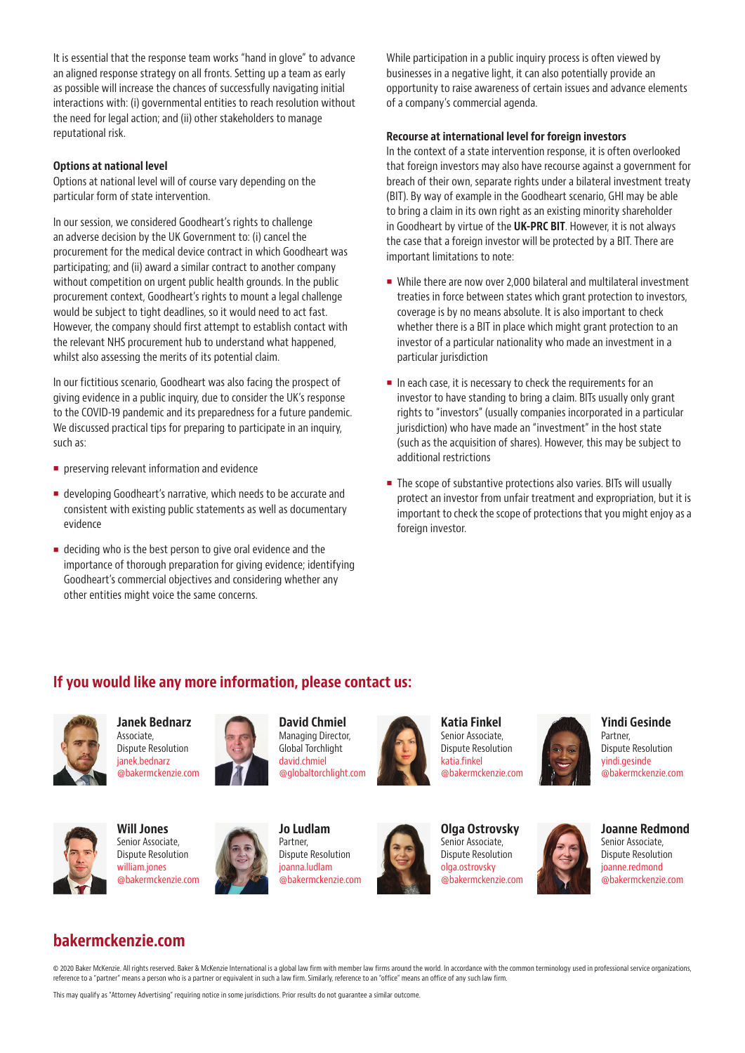It is essential that the response team works "hand in glove" to advance an aligned response strategy on all fronts. Setting up a team as early as possible will increase the chances of successfully navigating initial interactions with: (i) governmental entities to reach resolution without the need for legal action; and (ii) other stakeholders to manage reputational risk.

### Options at national level

Options at national level will of course vary depending on the particular form of state intervention.

In our session, we considered Goodheart's rights to challenge an adverse decision by the UK Government to: (i) cancel the procurement for the medical device contract in which Goodheart was participating; and (ii) award a similar contract to another company without competition on urgent public health grounds. In the public procurement context, Goodheart's rights to mount a legal challenge would be subject to tight deadlines, so it would need to act fast. However, the company should first attempt to establish contact with the relevant NHS procurement hub to understand what happened, whilst also assessing the merits of its potential claim.

In our fictitious scenario, Goodheart was also facing the prospect of giving evidence in a public inquiry, due to consider the UK's response to the COVID-19 pandemic and its preparedness for a future pandemic. We discussed practical tips for preparing to participate in an inquiry, such as:

- preserving relevant information and evidence
- developing Goodheart's narrative, which needs to be accurate and consistent with existing public statements as well as documentary evidence
- deciding who is the best person to give oral evidence and the importance of thorough preparation for giving evidence; identifying Goodheart's commercial objectives and considering whether any other entities might voice the same concerns.

While participation in a public inquiry process is often viewed by businesses in a negative light, it can also potentially provide an opportunity to raise awareness of certain issues and advance elements of a company's commercial agenda.

### Recourse at international level for foreign investors

In the context of a state intervention response, it is often overlooked that foreign investors may also have recourse against a government for breach of their own, separate rights under a bilateral investment treaty (BIT). By way of example in the Goodheart scenario, GHI may be able to bring a claim in its own right as an existing minority shareholder in Goodheart by virtue of the **UK-PRC BIT**. However, it is not always the case that a foreign investor will be protected by a BIT. There are important limitations to note:

- While there are now over 2,000 bilateral and multilateral investment treaties in force between states which grant protection to investors, coverage is by no means absolute. It is also important to check whether there is a BIT in place which might grant protection to an investor of a particular nationality who made an investment in a particular jurisdiction
- In each case, it is necessary to check the requirements for an investor to have standing to bring a claim. BITs usually only grant rights to "investors" (usually companies incorporated in a particular jurisdiction) who have made an "investment" in the host state (such as the acquisition of shares). However, this may be subject to additional restrictions
- The scope of substantive protections also varies. BITs will usually protect an investor from unfair treatment and expropriation, but it is important to check the scope of protections that you might enjoy as a foreign investor.

## If you would like any more information, please contact us:

**Janek Bednarz**
Associate,
Dispute Resolution
janek.bednarz@bakermckenzie.com

**David Chmiel**
Managing Director,
Global Torchlight
david.chmiel@globaltorchlight.com

**Katia Finkel**
Senior Associate,
Dispute Resolution
katia.finkel@bakermckenzie.com

**Yindi Gesinde**
Partner,
Dispute Resolution
yindi.gesinde@bakermckenzie.com

**Will Jones**
Senior Associate,
Dispute Resolution
william.jones@bakermckenzie.com

**Jo Ludlam**
Partner,
Dispute Resolution
joanna.ludlam@bakermckenzie.com

**Olga Ostrovsky**
Senior Associate,
Dispute Resolution
olga.ostrovsky@bakermckenzie.com

**Joanne Redmond**
Senior Associate,
Dispute Resolution
joanne.redmond@bakermckenzie.com

**bakermckenzie.com**

© 2020 Baker McKenzie. All rights reserved. Baker & McKenzie International is a global law firm with member law firms around the world. In accordance with the common terminology used in professional service organizations, reference to a "partner" means a person who is a partner or equivalent in such a law firm. Similarly, reference to an "office" means an office of any such law firm.

This may qualify as "Attorney Advertising" requiring notice in some jurisdictions. Prior results do not guarantee a similar outcome.